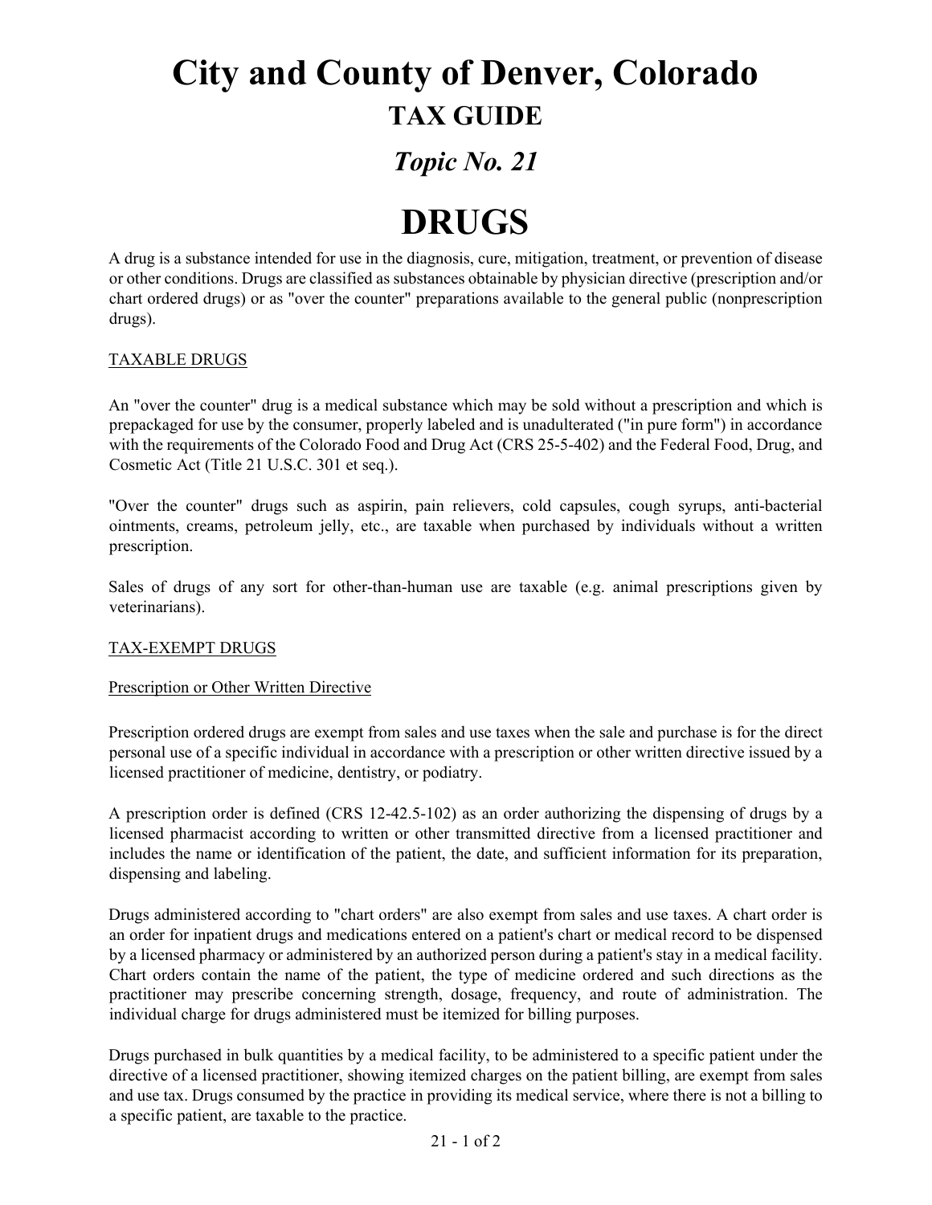# City and County of Denver, Colorado

## TAX GUIDE

## *Topic No. 21*

# DRUGS

A drug is a substance intended for use in the diagnosis, cure, mitigation, treatment, or prevention of disease or other conditions. Drugs are classified as substances obtainable by physician directive (prescription and/or chart ordered drugs) or as "over the counter" preparations available to the general public (nonprescription drugs).

### TAXABLE DRUGS

An "over the counter" drug is a medical substance which may be sold without a prescription and which is prepackaged for use by the consumer, properly labeled and is unadulterated ("in pure form") in accordance with the requirements of the Colorado Food and Drug Act (CRS 25-5-402) and the Federal Food, Drug, and Cosmetic Act (Title 21 U.S.C. 301 et seq.).

"Over the counter" drugs such as aspirin, pain relievers, cold capsules, cough syrups, anti-bacterial ointments, creams, petroleum jelly, etc., are taxable when purchased by individuals without a written prescription.

Sales of drugs of any sort for other-than-human use are taxable (e.g. animal prescriptions given by veterinarians).

### TAX-EXEMPT DRUGS

#### Prescription or Other Written Directive

Prescription ordered drugs are exempt from sales and use taxes when the sale and purchase is for the direct personal use of a specific individual in accordance with a prescription or other written directive issued by a licensed practitioner of medicine, dentistry, or podiatry.

A prescription order is defined (CRS 12-42.5-102) as an order authorizing the dispensing of drugs by a licensed pharmacist according to written or other transmitted directive from a licensed practitioner and includes the name or identification of the patient, the date, and sufficient information for its preparation, dispensing and labeling.

Drugs administered according to "chart orders" are also exempt from sales and use taxes. A chart order is an order for inpatient drugs and medications entered on a patient's chart or medical record to be dispensed by a licensed pharmacy or administered by an authorized person during a patient's stay in a medical facility. Chart orders contain the name of the patient, the type of medicine ordered and such directions as the practitioner may prescribe concerning strength, dosage, frequency, and route of administration. The individual charge for drugs administered must be itemized for billing purposes.

Drugs purchased in bulk quantities by a medical facility, to be administered to a specific patient under the directive of a licensed practitioner, showing itemized charges on the patient billing, are exempt from sales and use tax. Drugs consumed by the practice in providing its medical service, where there is not a billing to a specific patient, are taxable to the practice.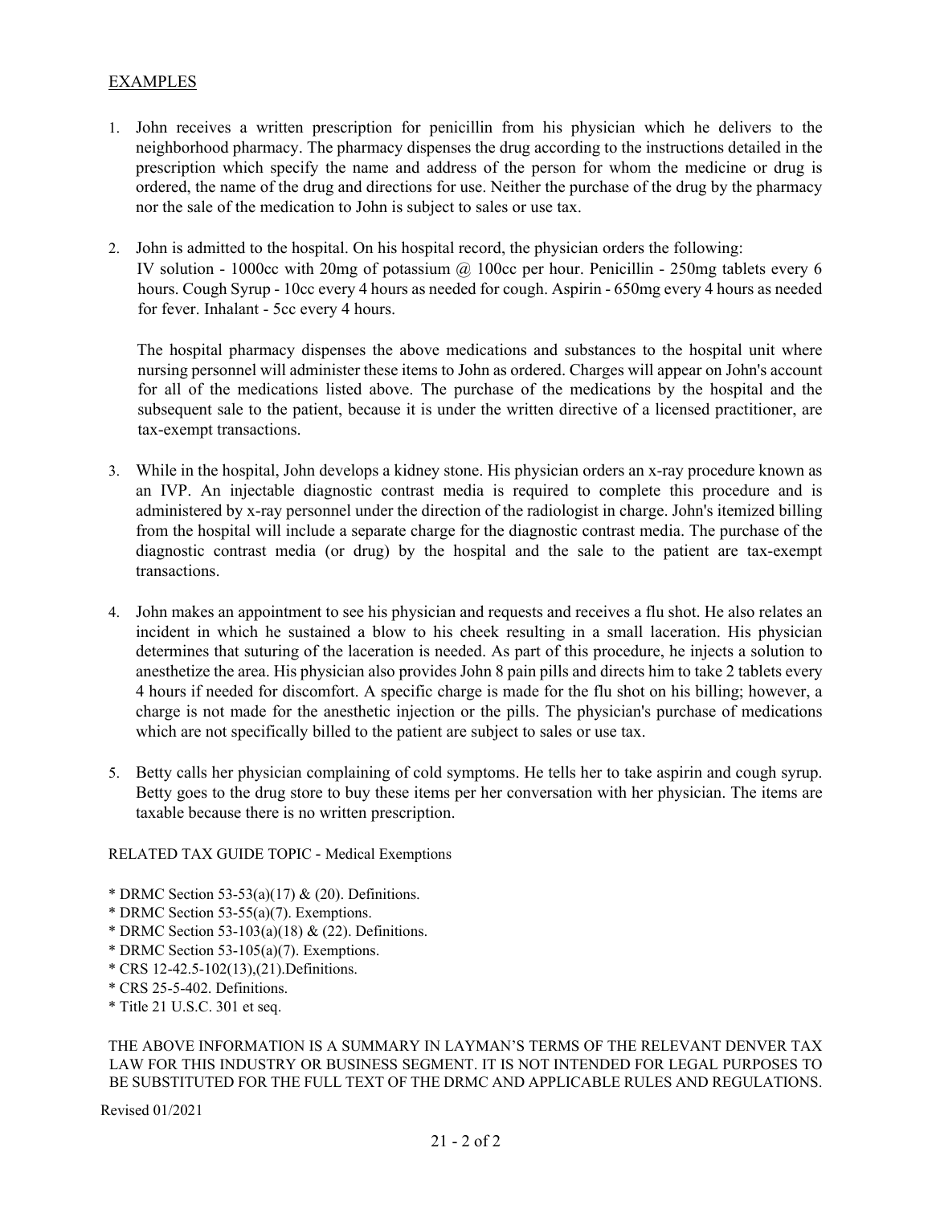EXAMPLES

1. John receives a written prescription for penicillin from his physician which he delivers to the neighborhood pharmacy. The pharmacy dispenses the drug according to the instructions detailed in the prescription which specify the name and address of the person for whom the medicine or drug is ordered, the name of the drug and directions for use. Neither the purchase of the drug by the pharmacy nor the sale of the medication to John is subject to sales or use tax.

2. John is admitted to the hospital. On his hospital record, the physician orders the following:
   IV solution - 1000cc with 20mg of potassium @ 100cc per hour. Penicillin - 250mg tablets every 6 hours. Cough Syrup - 10cc every 4 hours as needed for cough. Aspirin - 650mg every 4 hours as needed for fever. Inhalant - 5cc every 4 hours.

   The hospital pharmacy dispenses the above medications and substances to the hospital unit where nursing personnel will administer these items to John as ordered. Charges will appear on John's account for all of the medications listed above. The purchase of the medications by the hospital and the subsequent sale to the patient, because it is under the written directive of a licensed practitioner, are tax-exempt transactions.

3. While in the hospital, John develops a kidney stone. His physician orders an x-ray procedure known as an IVP. An injectable diagnostic contrast media is required to complete this procedure and is administered by x-ray personnel under the direction of the radiologist in charge. John's itemized billing from the hospital will include a separate charge for the diagnostic contrast media. The purchase of the diagnostic contrast media (or drug) by the hospital and the sale to the patient are tax-exempt transactions.

4. John makes an appointment to see his physician and requests and receives a flu shot. He also relates an incident in which he sustained a blow to his cheek resulting in a small laceration. His physician determines that suturing of the laceration is needed. As part of this procedure, he injects a solution to anesthetize the area. His physician also provides John 8 pain pills and directs him to take 2 tablets every 4 hours if needed for discomfort. A specific charge is made for the flu shot on his billing; however, a charge is not made for the anesthetic injection or the pills. The physician's purchase of medications which are not specifically billed to the patient are subject to sales or use tax.

5. Betty calls her physician complaining of cold symptoms. He tells her to take aspirin and cough syrup. Betty goes to the drug store to buy these items per her conversation with her physician. The items are taxable because there is no written prescription.

RELATED TAX GUIDE TOPIC - Medical Exemptions

* DRMC Section 53-53(a)(17) & (20). Definitions.
* DRMC Section 53-55(a)(7). Exemptions.
* DRMC Section 53-103(a)(18) & (22). Definitions.
* DRMC Section 53-105(a)(7). Exemptions.
* CRS 12-42.5-102(13),(21).Definitions.
* CRS 25-5-402. Definitions.
* Title 21 U.S.C. 301 et seq.

THE ABOVE INFORMATION IS A SUMMARY IN LAYMAN'S TERMS OF THE RELEVANT DENVER TAX LAW FOR THIS INDUSTRY OR BUSINESS SEGMENT. IT IS NOT INTENDED FOR LEGAL PURPOSES TO BE SUBSTITUTED FOR THE FULL TEXT OF THE DRMC AND APPLICABLE RULES AND REGULATIONS.

Revised 01/2021